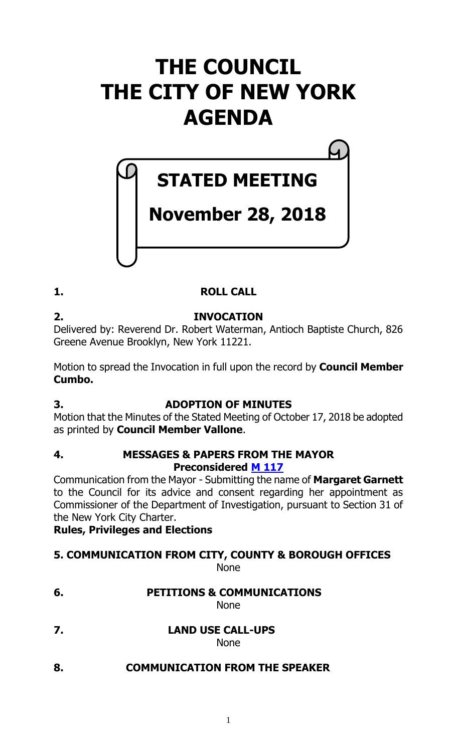# THE COUNCIL
# THE CITY OF NEW YORK
# AGENDA

## STATED MEETING

## November 28, 2018

**1. ROLL CALL**

**2. INVOCATION**

Delivered by: Reverend Dr. Robert Waterman, Antioch Baptiste Church, 826 Greene Avenue Brooklyn, New York 11221.

Motion to spread the Invocation in full upon the record by **Council Member Cumbo.**

**3. ADOPTION OF MINUTES**

Motion that the Minutes of the Stated Meeting of October 17, 2018 be adopted as printed by **Council Member Vallone**.

**4. MESSAGES & PAPERS FROM THE MAYOR**

**Preconsidered M 117**

Communication from the Mayor - Submitting the name of **Margaret Garnett** to the Council for its advice and consent regarding her appointment as Commissioner of the Department of Investigation, pursuant to Section 31 of the New York City Charter.

**Rules, Privileges and Elections**

**5. COMMUNICATION FROM CITY, COUNTY & BOROUGH OFFICES**

None

**6. PETITIONS & COMMUNICATIONS**

None

**7. LAND USE CALL-UPS**

None

**8. COMMUNICATION FROM THE SPEAKER**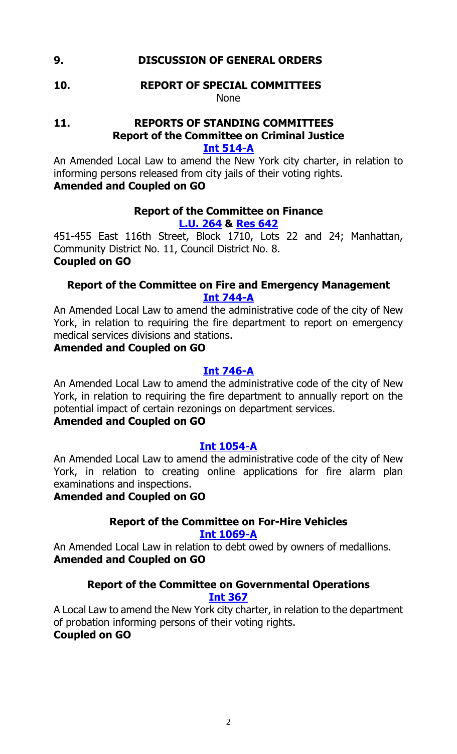## 9. DISCUSSION OF GENERAL ORDERS

## 10. REPORT OF SPECIAL COMMITTEES

None

## 11. REPORTS OF STANDING COMMITTEES

### Report of the Committee on Criminal Justice

**Int 514-A**

An Amended Local Law to amend the New York city charter, in relation to informing persons released from city jails of their voting rights.

**Amended and Coupled on GO**

### Report of the Committee on Finance

**L.U. 264 & Res 642**

451-455 East 116th Street, Block 1710, Lots 22 and 24; Manhattan, Community District No. 11, Council District No. 8.

**Coupled on GO**

### Report of the Committee on Fire and Emergency Management

**Int 744-A**

An Amended Local Law to amend the administrative code of the city of New York, in relation to requiring the fire department to report on emergency medical services divisions and stations.

**Amended and Coupled on GO**

**Int 746-A**

An Amended Local Law to amend the administrative code of the city of New York, in relation to requiring the fire department to annually report on the potential impact of certain rezonings on department services.

**Amended and Coupled on GO**

**Int 1054-A**

An Amended Local Law to amend the administrative code of the city of New York, in relation to creating online applications for fire alarm plan examinations and inspections.

**Amended and Coupled on GO**

### Report of the Committee on For-Hire Vehicles

**Int 1069-A**

An Amended Local Law in relation to debt owed by owners of medallions.

**Amended and Coupled on GO**

### Report of the Committee on Governmental Operations

**Int 367**

A Local Law to amend the New York city charter, in relation to the department of probation informing persons of their voting rights.

**Coupled on GO**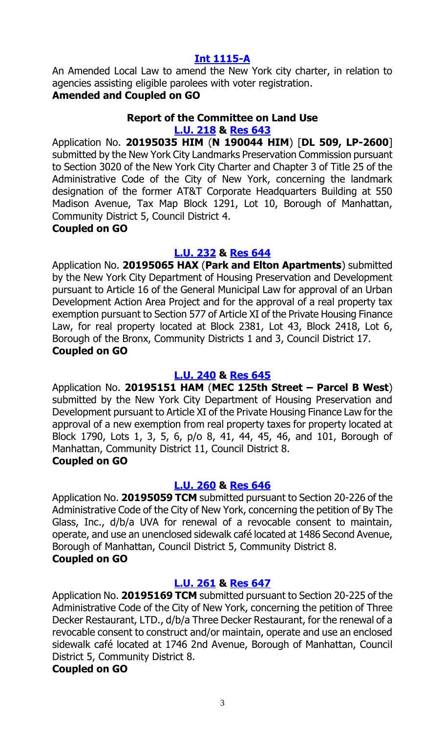**[Int 1115-A]**

An Amended Local Law to amend the New York city charter, in relation to agencies assisting eligible parolees with voter registration.

**Amended and Coupled on GO**

**Report of the Committee on Land Use**

**[L.U. 218] & [Res 643]**

Application No. **20195035 HIM** (**N 190044 HIM**) [**DL 509, LP-2600**] submitted by the New York City Landmarks Preservation Commission pursuant to Section 3020 of the New York City Charter and Chapter 3 of Title 25 of the Administrative Code of the City of New York, concerning the landmark designation of the former AT&T Corporate Headquarters Building at 550 Madison Avenue, Tax Map Block 1291, Lot 10, Borough of Manhattan, Community District 5, Council District 4.

**Coupled on GO**

**[L.U. 232] & [Res 644]**

Application No. **20195065 HAX** (**Park and Elton Apartments**) submitted by the New York City Department of Housing Preservation and Development pursuant to Article 16 of the General Municipal Law for approval of an Urban Development Action Area Project and for the approval of a real property tax exemption pursuant to Section 577 of Article XI of the Private Housing Finance Law, for real property located at Block 2381, Lot 43, Block 2418, Lot 6, Borough of the Bronx, Community Districts 1 and 3, Council District 17.

**Coupled on GO**

**[L.U. 240] & [Res 645]**

Application No. **20195151 HAM** (**MEC 125th Street – Parcel B West**) submitted by the New York City Department of Housing Preservation and Development pursuant to Article XI of the Private Housing Finance Law for the approval of a new exemption from real property taxes for property located at Block 1790, Lots 1, 3, 5, 6, p/o 8, 41, 44, 45, 46, and 101, Borough of Manhattan, Community District 11, Council District 8.

**Coupled on GO**

**[L.U. 260] & [Res 646]**

Application No. **20195059 TCM** submitted pursuant to Section 20-226 of the Administrative Code of the City of New York, concerning the petition of By The Glass, Inc., d/b/a UVA for renewal of a revocable consent to maintain, operate, and use an unenclosed sidewalk café located at 1486 Second Avenue, Borough of Manhattan, Council District 5, Community District 8.

**Coupled on GO**

**[L.U. 261] & [Res 647]**

Application No. **20195169 TCM** submitted pursuant to Section 20-225 of the Administrative Code of the City of New York, concerning the petition of Three Decker Restaurant, LTD., d/b/a Three Decker Restaurant, for the renewal of a revocable consent to construct and/or maintain, operate and use an enclosed sidewalk café located at 1746 2nd Avenue, Borough of Manhattan, Council District 5, Community District 8.

**Coupled on GO**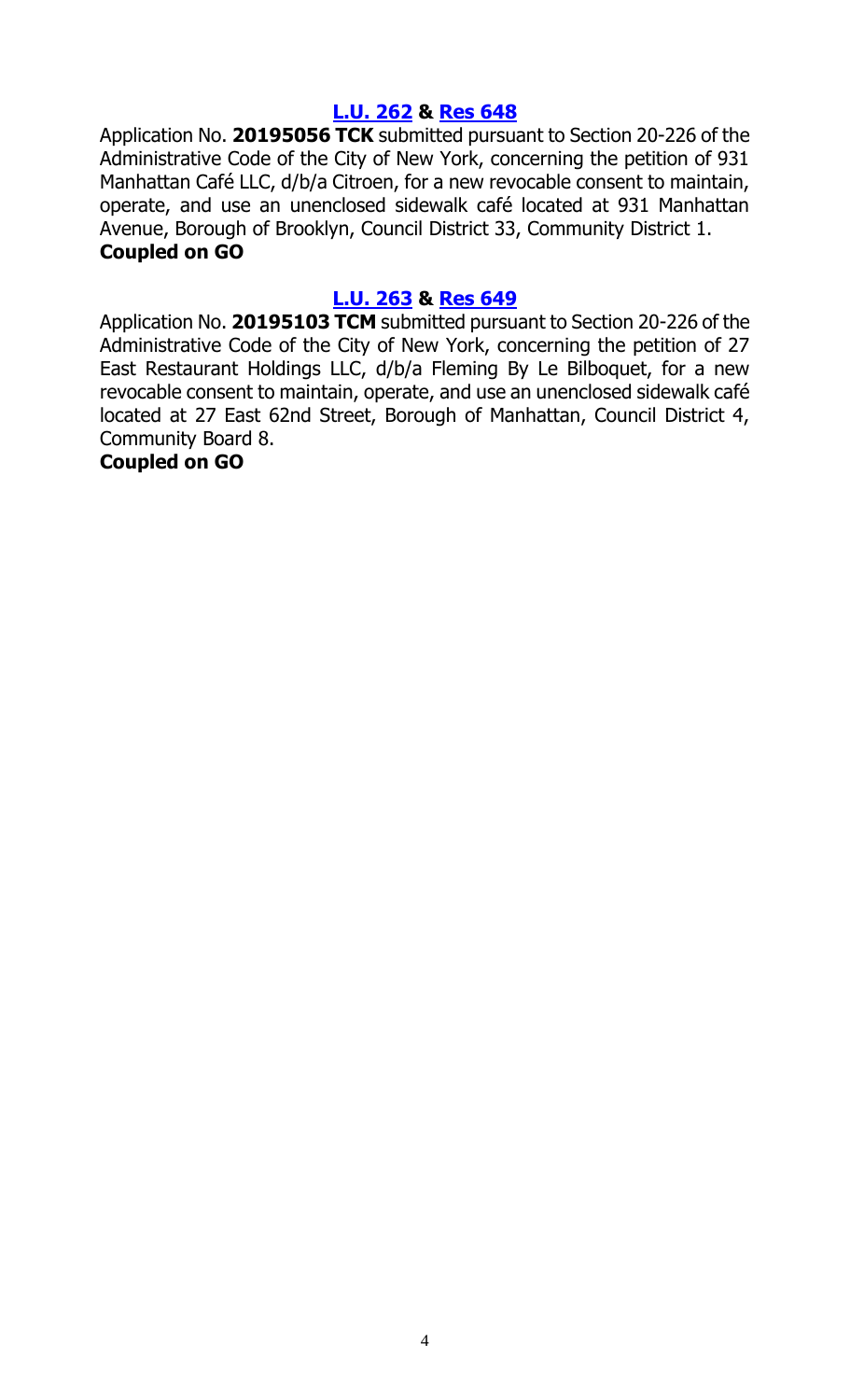**[L.U. 262](#) & [Res 648](#)**

Application No. **20195056 TCK** submitted pursuant to Section 20-226 of the Administrative Code of the City of New York, concerning the petition of 931 Manhattan Café LLC, d/b/a Citroen, for a new revocable consent to maintain, operate, and use an unenclosed sidewalk café located at 931 Manhattan Avenue, Borough of Brooklyn, Council District 33, Community District 1.

**Coupled on GO**

**[L.U. 263](#) & [Res 649](#)**

Application No. **20195103 TCM** submitted pursuant to Section 20-226 of the Administrative Code of the City of New York, concerning the petition of 27 East Restaurant Holdings LLC, d/b/a Fleming By Le Bilboquet, for a new revocable consent to maintain, operate, and use an unenclosed sidewalk café located at 27 East 62nd Street, Borough of Manhattan, Council District 4, Community Board 8.

**Coupled on GO**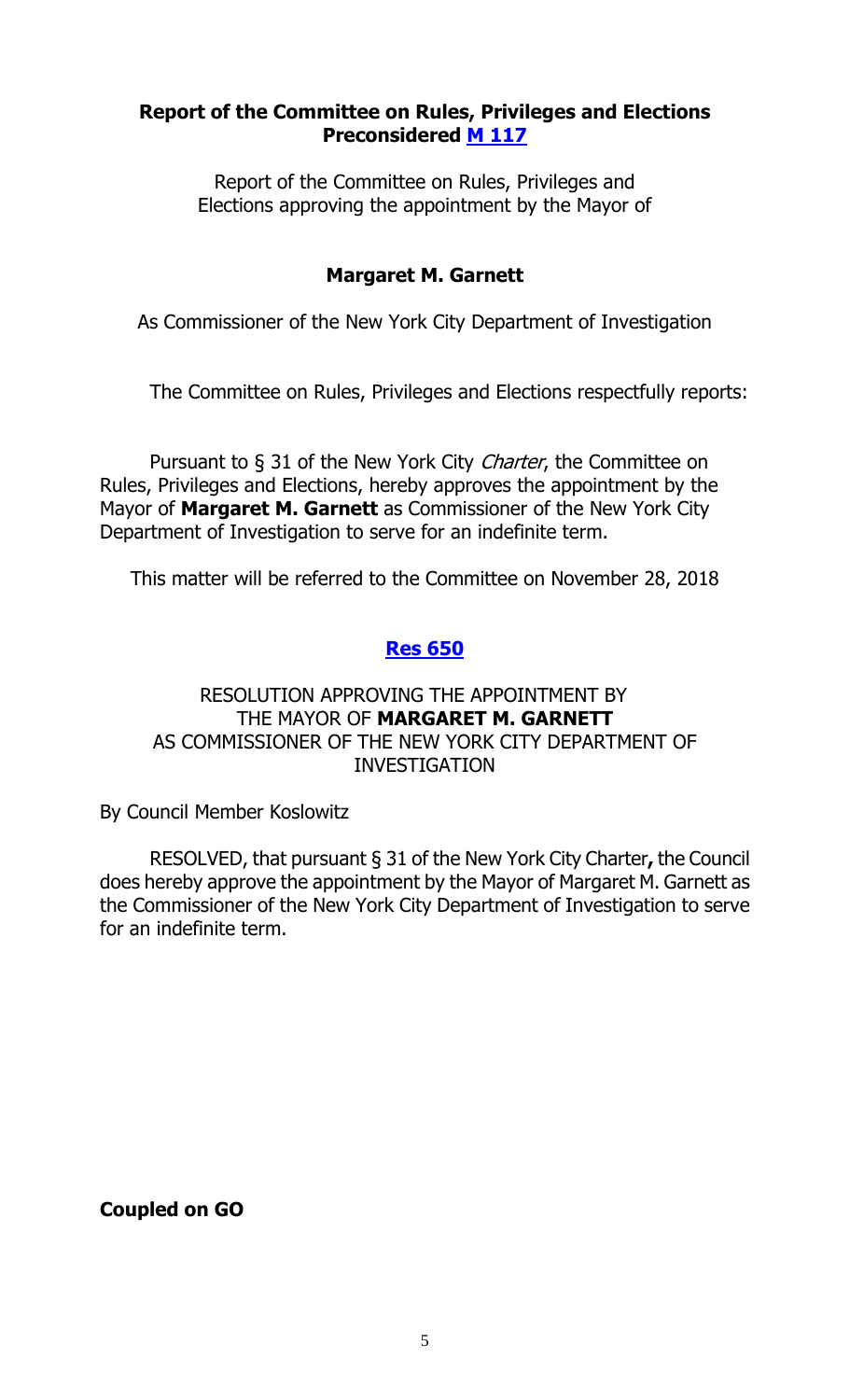**Report of the Committee on Rules, Privileges and Elections**
**Preconsidered M 117**

Report of the Committee on Rules, Privileges and Elections approving the appointment by the Mayor of

**Margaret M. Garnett**

As Commissioner of the New York City Department of Investigation

The Committee on Rules, Privileges and Elections respectfully reports:

Pursuant to § 31 of the New York City *Charter*, the Committee on Rules, Privileges and Elections, hereby approves the appointment by the Mayor of **Margaret M. Garnett** as Commissioner of the New York City Department of Investigation to serve for an indefinite term.

This matter will be referred to the Committee on November 28, 2018

**Res 650**

RESOLUTION APPROVING THE APPOINTMENT BY THE MAYOR OF **MARGARET M. GARNETT** AS COMMISSIONER OF THE NEW YORK CITY DEPARTMENT OF INVESTIGATION

By Council Member Koslowitz

RESOLVED, that pursuant § 31 of the New York City Charter**,** the Council does hereby approve the appointment by the Mayor of Margaret M. Garnett as the Commissioner of the New York City Department of Investigation to serve for an indefinite term.

**Coupled on GO**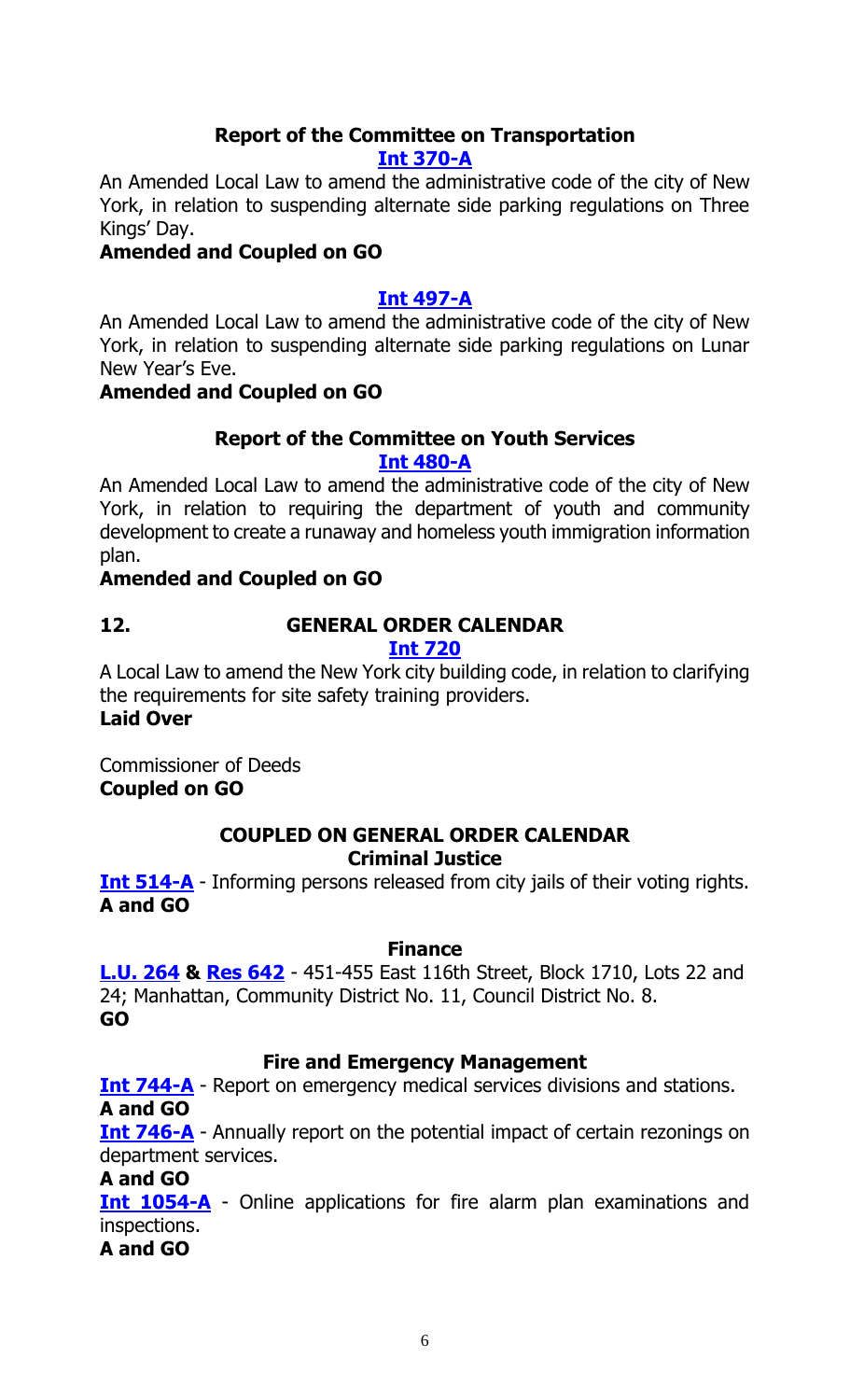**Report of the Committee on Transportation**

**[Int 370-A]**

An Amended Local Law to amend the administrative code of the city of New York, in relation to suspending alternate side parking regulations on Three Kings' Day.

**Amended and Coupled on GO**

**[Int 497-A]**

An Amended Local Law to amend the administrative code of the city of New York, in relation to suspending alternate side parking regulations on Lunar New Year's Eve.

**Amended and Coupled on GO**

**Report of the Committee on Youth Services**

**[Int 480-A]**

An Amended Local Law to amend the administrative code of the city of New York, in relation to requiring the department of youth and community development to create a runaway and homeless youth immigration information plan.

**Amended and Coupled on GO**

**12. GENERAL ORDER CALENDAR**

**[Int 720]**

A Local Law to amend the New York city building code, in relation to clarifying the requirements for site safety training providers.

**Laid Over**

Commissioner of Deeds

**Coupled on GO**

**COUPLED ON GENERAL ORDER CALENDAR**

**Criminal Justice**

**[Int 514-A]** - Informing persons released from city jails of their voting rights.

**A and GO**

**Finance**

**[L.U. 264] & [Res 642]** - 451-455 East 116th Street, Block 1710, Lots 22 and 24; Manhattan, Community District No. 11, Council District No. 8.

**GO**

**Fire and Emergency Management**

**[Int 744-A]** - Report on emergency medical services divisions and stations.

**A and GO**

**[Int 746-A]** - Annually report on the potential impact of certain rezonings on department services.

**A and GO**

**[Int 1054-A]** - Online applications for fire alarm plan examinations and inspections.

**A and GO**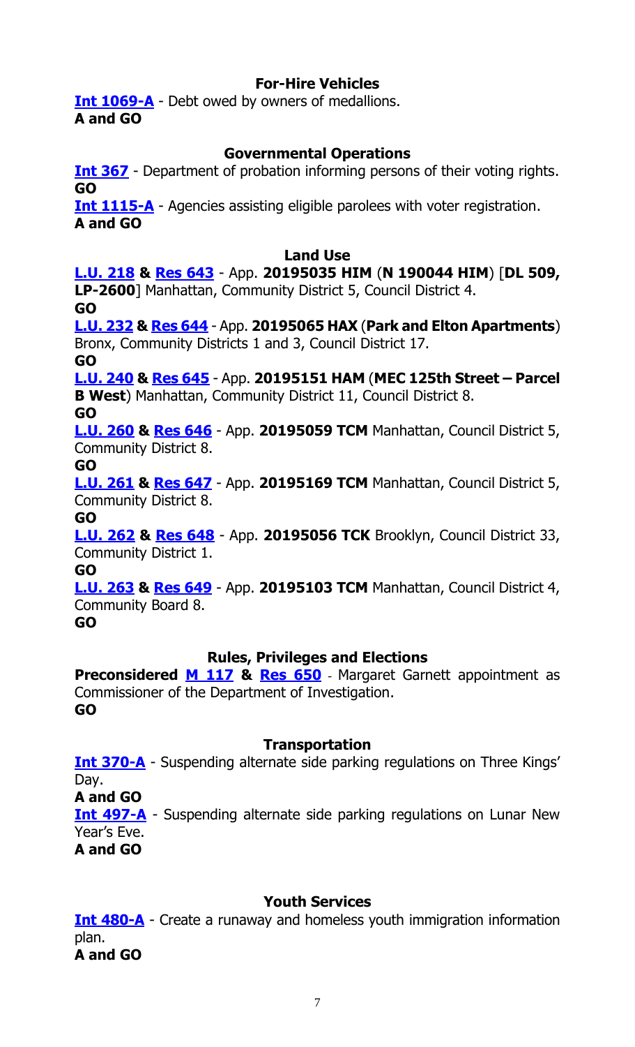### For-Hire Vehicles

**Int 1069-A** - Debt owed by owners of medallions.
**A and GO**

### Governmental Operations

**Int 367** - Department of probation informing persons of their voting rights.
**GO**

**Int 1115-A** - Agencies assisting eligible parolees with voter registration.
**A and GO**

### Land Use

**L.U. 218 & Res 643** - App. **20195035 HIM** (**N 190044 HIM**) [**DL 509, LP-2600**] Manhattan, Community District 5, Council District 4.
**GO**

**L.U. 232 & Res 644** - App. **20195065 HAX** (**Park and Elton Apartments**) Bronx, Community Districts 1 and 3, Council District 17.
**GO**

**L.U. 240 & Res 645** - App. **20195151 HAM** (**MEC 125th Street – Parcel B West**) Manhattan, Community District 11, Council District 8.
**GO**

**L.U. 260 & Res 646** - App. **20195059 TCM** Manhattan, Council District 5, Community District 8.
**GO**

**L.U. 261 & Res 647** - App. **20195169 TCM** Manhattan, Council District 5, Community District 8.
**GO**

**L.U. 262 & Res 648** - App. **20195056 TCK** Brooklyn, Council District 33, Community District 1.
**GO**

**L.U. 263 & Res 649** - App. **20195103 TCM** Manhattan, Council District 4, Community Board 8.
**GO**

### Rules, Privileges and Elections

**Preconsidered M 117 & Res 650** - Margaret Garnett appointment as Commissioner of the Department of Investigation.
**GO**

### Transportation

**Int 370-A** - Suspending alternate side parking regulations on Three Kings' Day.
**A and GO**

**Int 497-A** - Suspending alternate side parking regulations on Lunar New Year's Eve.
**A and GO**

### Youth Services

**Int 480-A** - Create a runaway and homeless youth immigration information plan.
**A and GO**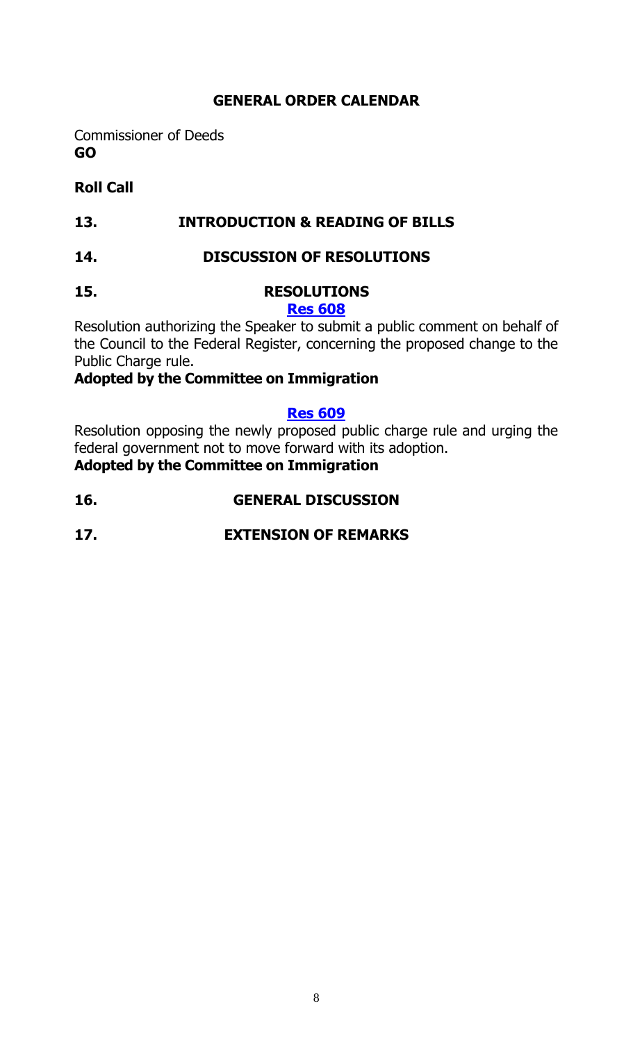## GENERAL ORDER CALENDAR

Commissioner of Deeds
**GO**

**Roll Call**

## 13. INTRODUCTION & READING OF BILLS

## 14. DISCUSSION OF RESOLUTIONS

## 15. RESOLUTIONS

**Res 608**

Resolution authorizing the Speaker to submit a public comment on behalf of the Council to the Federal Register, concerning the proposed change to the Public Charge rule.

**Adopted by the Committee on Immigration**

**Res 609**

Resolution opposing the newly proposed public charge rule and urging the federal government not to move forward with its adoption.

**Adopted by the Committee on Immigration**

## 16. GENERAL DISCUSSION

## 17. EXTENSION OF REMARKS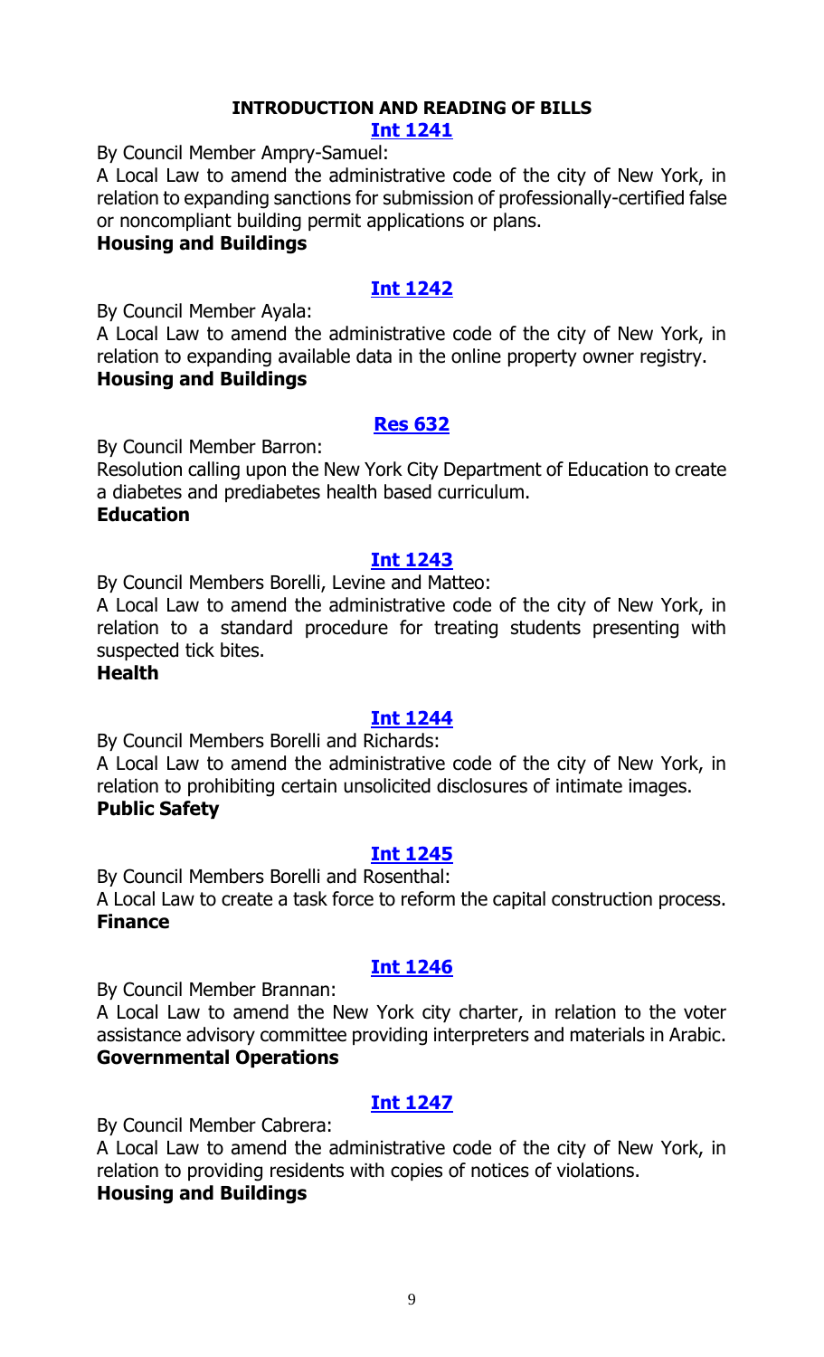## INTRODUCTION AND READING OF BILLS

### Int 1241

By Council Member Ampry-Samuel:

A Local Law to amend the administrative code of the city of New York, in relation to expanding sanctions for submission of professionally-certified false or noncompliant building permit applications or plans.

**Housing and Buildings**

### Int 1242

By Council Member Ayala:

A Local Law to amend the administrative code of the city of New York, in relation to expanding available data in the online property owner registry.

**Housing and Buildings**

### Res 632

By Council Member Barron:

Resolution calling upon the New York City Department of Education to create a diabetes and prediabetes health based curriculum.

**Education**

### Int 1243

By Council Members Borelli, Levine and Matteo:

A Local Law to amend the administrative code of the city of New York, in relation to a standard procedure for treating students presenting with suspected tick bites.

**Health**

### Int 1244

By Council Members Borelli and Richards:

A Local Law to amend the administrative code of the city of New York, in relation to prohibiting certain unsolicited disclosures of intimate images.

**Public Safety**

### Int 1245

By Council Members Borelli and Rosenthal:

A Local Law to create a task force to reform the capital construction process.

**Finance**

### Int 1246

By Council Member Brannan:

A Local Law to amend the New York city charter, in relation to the voter assistance advisory committee providing interpreters and materials in Arabic.

**Governmental Operations**

### Int 1247

By Council Member Cabrera:

A Local Law to amend the administrative code of the city of New York, in relation to providing residents with copies of notices of violations.

**Housing and Buildings**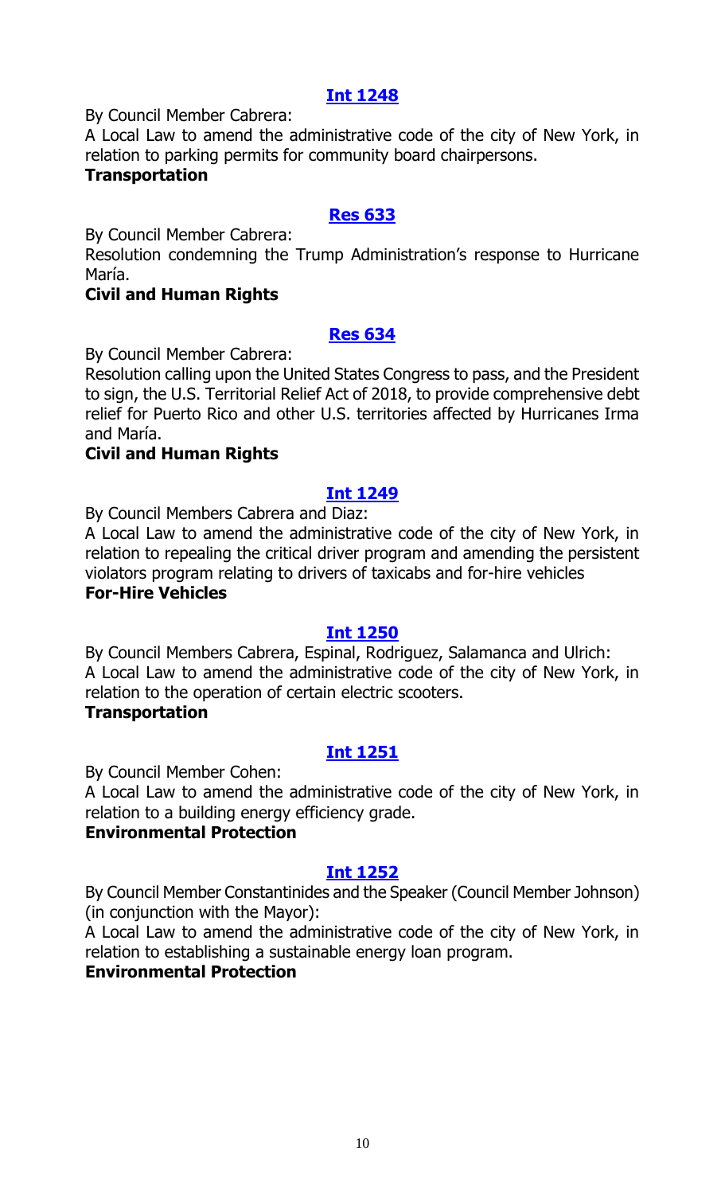## Int 1248

By Council Member Cabrera:

A Local Law to amend the administrative code of the city of New York, in relation to parking permits for community board chairpersons.

**Transportation**

## Res 633

By Council Member Cabrera:

Resolution condemning the Trump Administration's response to Hurricane María.

**Civil and Human Rights**

## Res 634

By Council Member Cabrera:

Resolution calling upon the United States Congress to pass, and the President to sign, the U.S. Territorial Relief Act of 2018, to provide comprehensive debt relief for Puerto Rico and other U.S. territories affected by Hurricanes Irma and María.

**Civil and Human Rights**

## Int 1249

By Council Members Cabrera and Diaz:

A Local Law to amend the administrative code of the city of New York, in relation to repealing the critical driver program and amending the persistent violators program relating to drivers of taxicabs and for-hire vehicles

**For-Hire Vehicles**

## Int 1250

By Council Members Cabrera, Espinal, Rodriguez, Salamanca and Ulrich:

A Local Law to amend the administrative code of the city of New York, in relation to the operation of certain electric scooters.

**Transportation**

## Int 1251

By Council Member Cohen:

A Local Law to amend the administrative code of the city of New York, in relation to a building energy efficiency grade.

**Environmental Protection**

## Int 1252

By Council Member Constantinides and the Speaker (Council Member Johnson) (in conjunction with the Mayor):

A Local Law to amend the administrative code of the city of New York, in relation to establishing a sustainable energy loan program.

**Environmental Protection**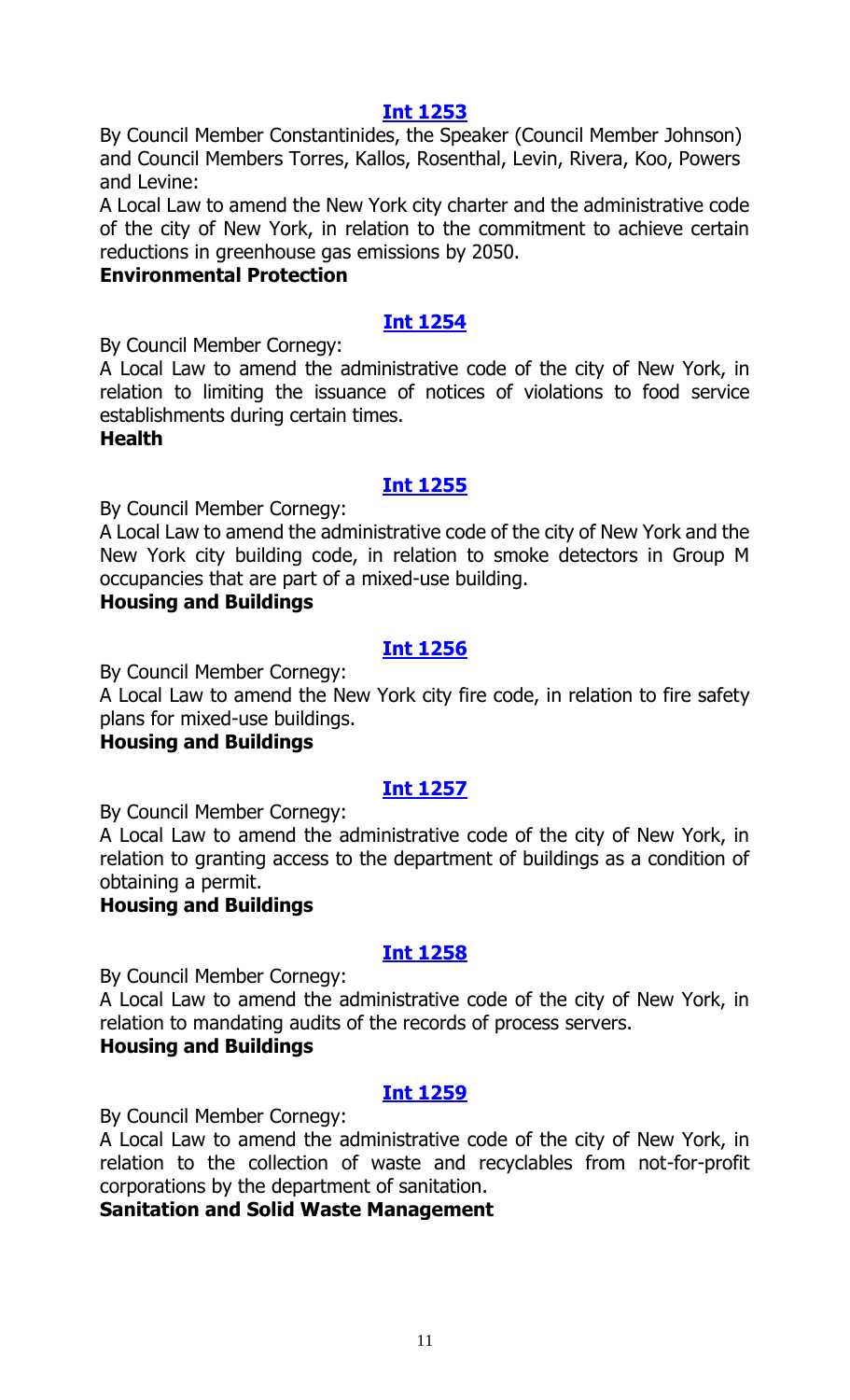### Int 1253

By Council Member Constantinides, the Speaker (Council Member Johnson) and Council Members Torres, Kallos, Rosenthal, Levin, Rivera, Koo, Powers and Levine:

A Local Law to amend the New York city charter and the administrative code of the city of New York, in relation to the commitment to achieve certain reductions in greenhouse gas emissions by 2050.

**Environmental Protection**

### Int 1254

By Council Member Cornegy:

A Local Law to amend the administrative code of the city of New York, in relation to limiting the issuance of notices of violations to food service establishments during certain times.

**Health**

### Int 1255

By Council Member Cornegy:

A Local Law to amend the administrative code of the city of New York and the New York city building code, in relation to smoke detectors in Group M occupancies that are part of a mixed-use building.

**Housing and Buildings**

### Int 1256

By Council Member Cornegy:

A Local Law to amend the New York city fire code, in relation to fire safety plans for mixed-use buildings.

**Housing and Buildings**

### Int 1257

By Council Member Cornegy:

A Local Law to amend the administrative code of the city of New York, in relation to granting access to the department of buildings as a condition of obtaining a permit.

**Housing and Buildings**

### Int 1258

By Council Member Cornegy:

A Local Law to amend the administrative code of the city of New York, in relation to mandating audits of the records of process servers.

**Housing and Buildings**

### Int 1259

By Council Member Cornegy:

A Local Law to amend the administrative code of the city of New York, in relation to the collection of waste and recyclables from not-for-profit corporations by the department of sanitation.

**Sanitation and Solid Waste Management**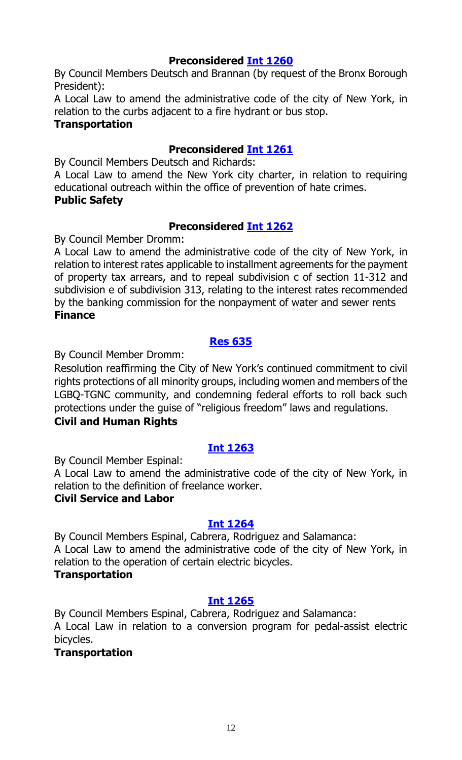**Preconsidered Int 1260**

By Council Members Deutsch and Brannan (by request of the Bronx Borough President):

A Local Law to amend the administrative code of the city of New York, in relation to the curbs adjacent to a fire hydrant or bus stop.

**Transportation**

**Preconsidered Int 1261**

By Council Members Deutsch and Richards:

A Local Law to amend the New York city charter, in relation to requiring educational outreach within the office of prevention of hate crimes.

**Public Safety**

**Preconsidered Int 1262**

By Council Member Dromm:

A Local Law to amend the administrative code of the city of New York, in relation to interest rates applicable to installment agreements for the payment of property tax arrears, and to repeal subdivision c of section 11-312 and subdivision e of subdivision 313, relating to the interest rates recommended by the banking commission for the nonpayment of water and sewer rents

**Finance**

**Res 635**

By Council Member Dromm:

Resolution reaffirming the City of New York's continued commitment to civil rights protections of all minority groups, including women and members of the LGBQ-TGNC community, and condemning federal efforts to roll back such protections under the guise of "religious freedom" laws and regulations.

**Civil and Human Rights**

**Int 1263**

By Council Member Espinal:

A Local Law to amend the administrative code of the city of New York, in relation to the definition of freelance worker.

**Civil Service and Labor**

**Int 1264**

By Council Members Espinal, Cabrera, Rodriguez and Salamanca:

A Local Law to amend the administrative code of the city of New York, in relation to the operation of certain electric bicycles.

**Transportation**

**Int 1265**

By Council Members Espinal, Cabrera, Rodriguez and Salamanca:

A Local Law in relation to a conversion program for pedal-assist electric bicycles.

**Transportation**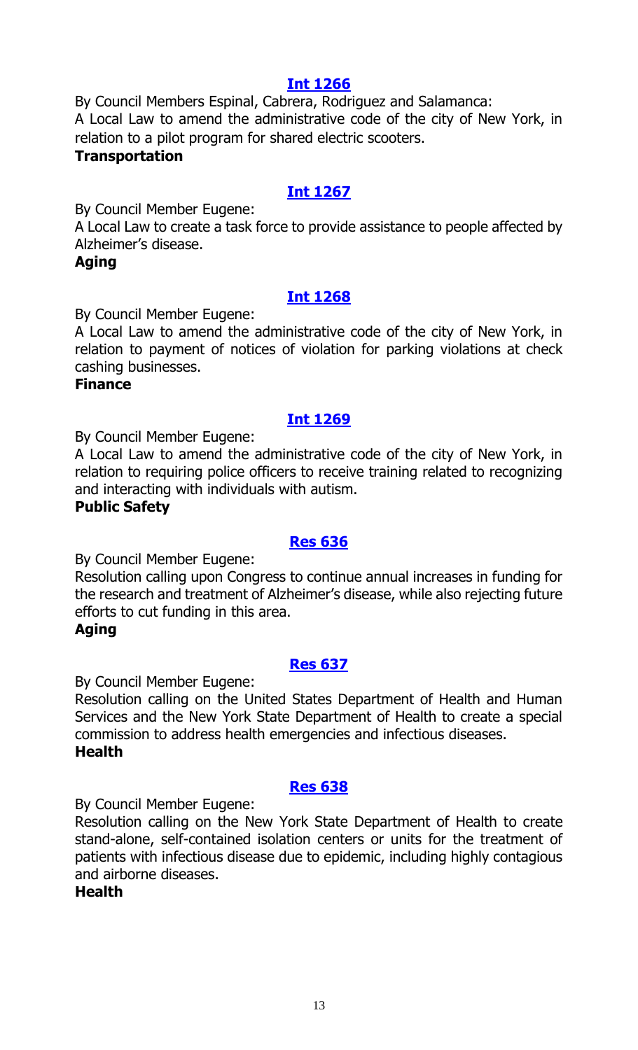**[Int 1266](#)**

By Council Members Espinal, Cabrera, Rodriguez and Salamanca:

A Local Law to amend the administrative code of the city of New York, in relation to a pilot program for shared electric scooters.

**Transportation**

**[Int 1267](#)**

By Council Member Eugene:

A Local Law to create a task force to provide assistance to people affected by Alzheimer's disease.

**Aging**

**[Int 1268](#)**

By Council Member Eugene:

A Local Law to amend the administrative code of the city of New York, in relation to payment of notices of violation for parking violations at check cashing businesses.

**Finance**

**[Int 1269](#)**

By Council Member Eugene:

A Local Law to amend the administrative code of the city of New York, in relation to requiring police officers to receive training related to recognizing and interacting with individuals with autism.

**Public Safety**

**[Res 636](#)**

By Council Member Eugene:

Resolution calling upon Congress to continue annual increases in funding for the research and treatment of Alzheimer's disease, while also rejecting future efforts to cut funding in this area.

**Aging**

**[Res 637](#)**

By Council Member Eugene:

Resolution calling on the United States Department of Health and Human Services and the New York State Department of Health to create a special commission to address health emergencies and infectious diseases.

**Health**

**[Res 638](#)**

By Council Member Eugene:

Resolution calling on the New York State Department of Health to create stand-alone, self-contained isolation centers or units for the treatment of patients with infectious disease due to epidemic, including highly contagious and airborne diseases.

**Health**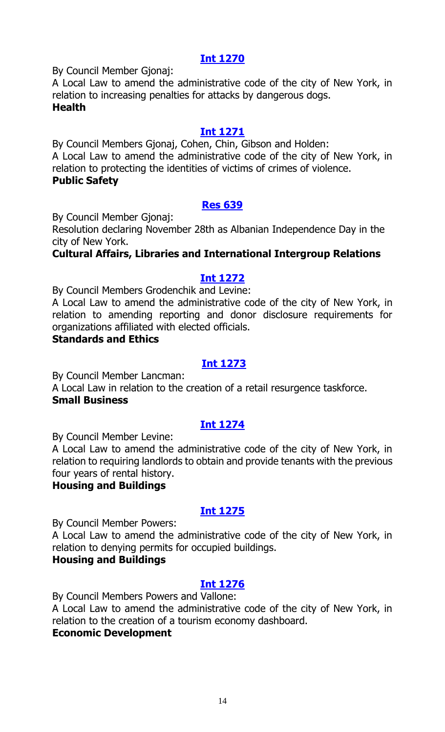**Int 1270**

By Council Member Gjonaj:

A Local Law to amend the administrative code of the city of New York, in relation to increasing penalties for attacks by dangerous dogs.

**Health**

**Int 1271**

By Council Members Gjonaj, Cohen, Chin, Gibson and Holden:

A Local Law to amend the administrative code of the city of New York, in relation to protecting the identities of victims of crimes of violence.

**Public Safety**

**Res 639**

By Council Member Gjonaj:

Resolution declaring November 28th as Albanian Independence Day in the city of New York.

**Cultural Affairs, Libraries and International Intergroup Relations**

**Int 1272**

By Council Members Grodenchik and Levine:

A Local Law to amend the administrative code of the city of New York, in relation to amending reporting and donor disclosure requirements for organizations affiliated with elected officials.

**Standards and Ethics**

**Int 1273**

By Council Member Lancman:

A Local Law in relation to the creation of a retail resurgence taskforce.

**Small Business**

**Int 1274**

By Council Member Levine:

A Local Law to amend the administrative code of the city of New York, in relation to requiring landlords to obtain and provide tenants with the previous four years of rental history.

**Housing and Buildings**

**Int 1275**

By Council Member Powers:

A Local Law to amend the administrative code of the city of New York, in relation to denying permits for occupied buildings.

**Housing and Buildings**

**Int 1276**

By Council Members Powers and Vallone:

A Local Law to amend the administrative code of the city of New York, in relation to the creation of a tourism economy dashboard.

**Economic Development**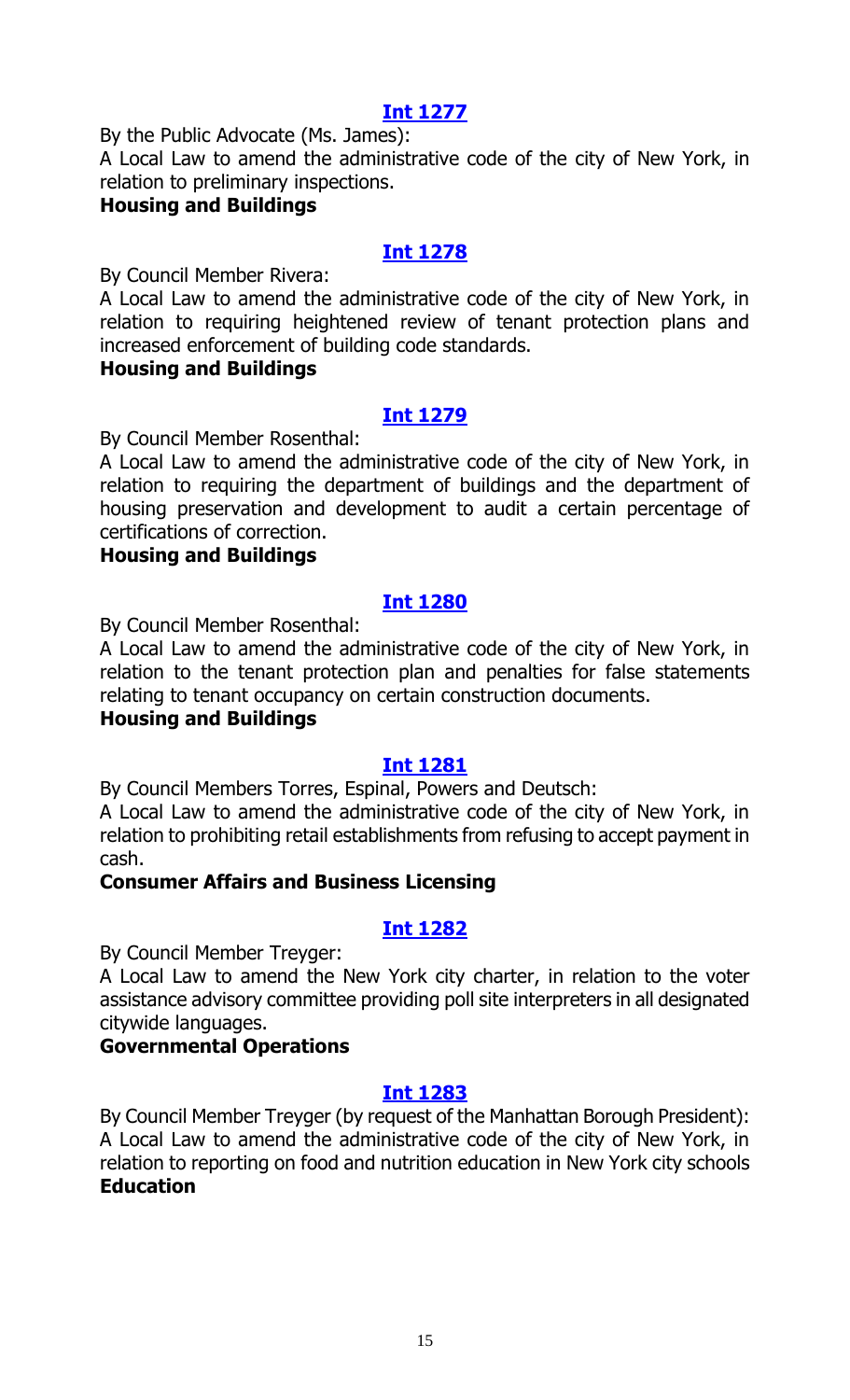### [Int 1277]

By the Public Advocate (Ms. James):

A Local Law to amend the administrative code of the city of New York, in relation to preliminary inspections.

**Housing and Buildings**

### [Int 1278]

By Council Member Rivera:

A Local Law to amend the administrative code of the city of New York, in relation to requiring heightened review of tenant protection plans and increased enforcement of building code standards.

**Housing and Buildings**

### [Int 1279]

By Council Member Rosenthal:

A Local Law to amend the administrative code of the city of New York, in relation to requiring the department of buildings and the department of housing preservation and development to audit a certain percentage of certifications of correction.

**Housing and Buildings**

### [Int 1280]

By Council Member Rosenthal:

A Local Law to amend the administrative code of the city of New York, in relation to the tenant protection plan and penalties for false statements relating to tenant occupancy on certain construction documents.

**Housing and Buildings**

### [Int 1281]

By Council Members Torres, Espinal, Powers and Deutsch:

A Local Law to amend the administrative code of the city of New York, in relation to prohibiting retail establishments from refusing to accept payment in cash.

**Consumer Affairs and Business Licensing**

### [Int 1282]

By Council Member Treyger:

A Local Law to amend the New York city charter, in relation to the voter assistance advisory committee providing poll site interpreters in all designated citywide languages.

**Governmental Operations**

### [Int 1283]

By Council Member Treyger (by request of the Manhattan Borough President):

A Local Law to amend the administrative code of the city of New York, in relation to reporting on food and nutrition education in New York city schools

**Education**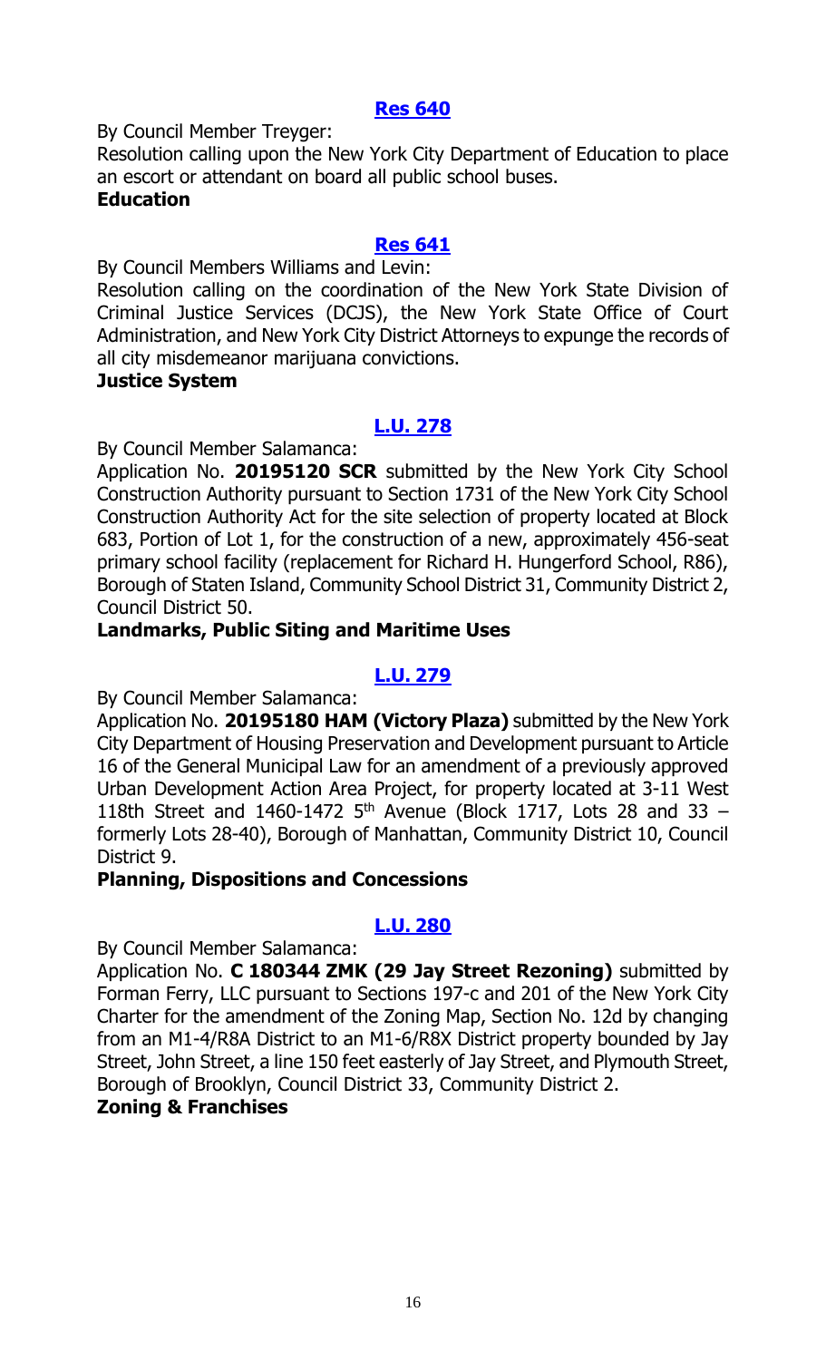**[Res 640](#)**

By Council Member Treyger:

Resolution calling upon the New York City Department of Education to place an escort or attendant on board all public school buses.

**Education**

**[Res 641](#)**

By Council Members Williams and Levin:

Resolution calling on the coordination of the New York State Division of Criminal Justice Services (DCJS), the New York State Office of Court Administration, and New York City District Attorneys to expunge the records of all city misdemeanor marijuana convictions.

**Justice System**

**[L.U. 278](#)**

By Council Member Salamanca:

Application No. **20195120 SCR** submitted by the New York City School Construction Authority pursuant to Section 1731 of the New York City School Construction Authority Act for the site selection of property located at Block 683, Portion of Lot 1, for the construction of a new, approximately 456-seat primary school facility (replacement for Richard H. Hungerford School, R86), Borough of Staten Island, Community School District 31, Community District 2, Council District 50.

**Landmarks, Public Siting and Maritime Uses**

**[L.U. 279](#)**

By Council Member Salamanca:

Application No. **20195180 HAM (Victory Plaza)** submitted by the New York City Department of Housing Preservation and Development pursuant to Article 16 of the General Municipal Law for an amendment of a previously approved Urban Development Action Area Project, for property located at 3-11 West 118th Street and 1460-1472 5th Avenue (Block 1717, Lots 28 and 33 – formerly Lots 28-40), Borough of Manhattan, Community District 10, Council District 9.

**Planning, Dispositions and Concessions**

**[L.U. 280](#)**

By Council Member Salamanca:

Application No. **C 180344 ZMK (29 Jay Street Rezoning)** submitted by Forman Ferry, LLC pursuant to Sections 197-c and 201 of the New York City Charter for the amendment of the Zoning Map, Section No. 12d by changing from an M1-4/R8A District to an M1-6/R8X District property bounded by Jay Street, John Street, a line 150 feet easterly of Jay Street, and Plymouth Street, Borough of Brooklyn, Council District 33, Community District 2.

**Zoning & Franchises**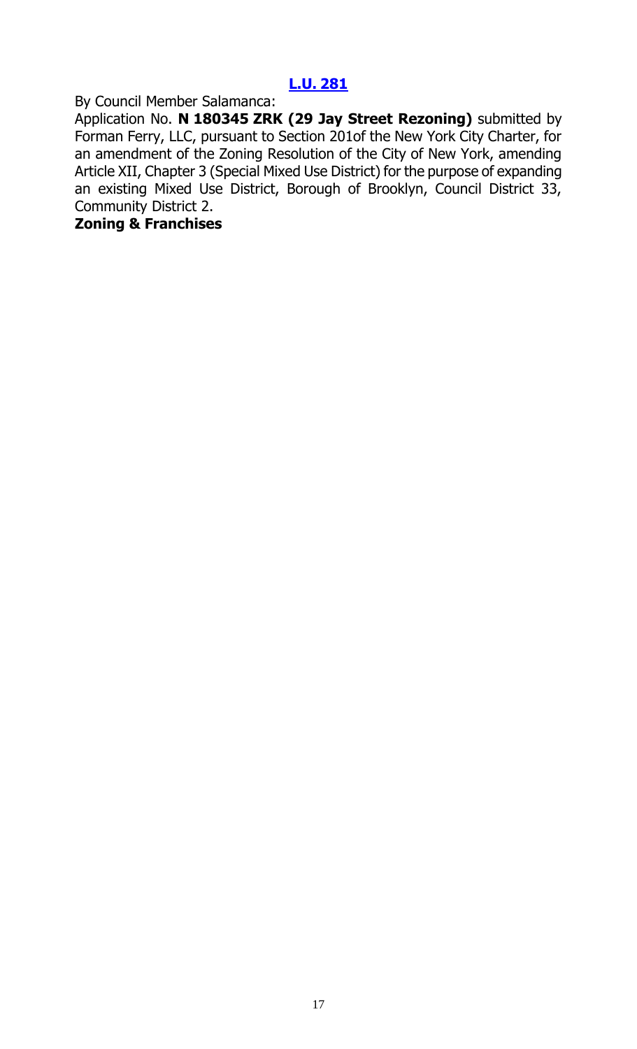**L.U. 281**

By Council Member Salamanca:

Application No. **N 180345 ZRK (29 Jay Street Rezoning)** submitted by Forman Ferry, LLC, pursuant to Section 201of the New York City Charter, for an amendment of the Zoning Resolution of the City of New York, amending Article XII, Chapter 3 (Special Mixed Use District) for the purpose of expanding an existing Mixed Use District, Borough of Brooklyn, Council District 33, Community District 2.

**Zoning & Franchises**